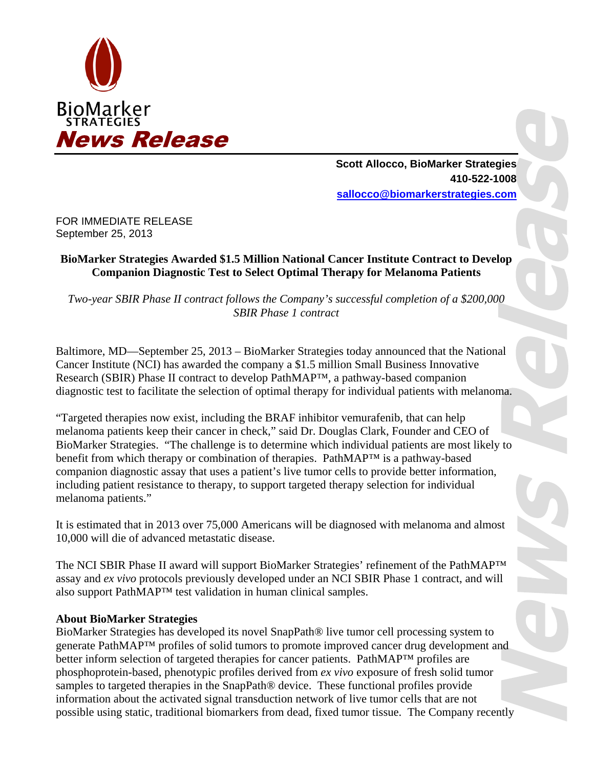BioMarker STRATEGIES

# News Release

**Scott Allocco, BioMarker Strategies**
**410-522-1008**
**sallocco@biomarkerstrategies.com**

FOR IMMEDIATE RELEASE
September 25, 2013

## BioMarker Strategies Awarded $1.5 Million National Cancer Institute Contract to Develop Companion Diagnostic Test to Select Optimal Therapy for Melanoma Patients

*Two-year SBIR Phase II contract follows the Company's successful completion of a $200,000 SBIR Phase 1 contract*

Baltimore, MD—September 25, 2013 – BioMarker Strategies today announced that the National Cancer Institute (NCI) has awarded the company a $1.5 million Small Business Innovative Research (SBIR) Phase II contract to develop PathMAP™, a pathway-based companion diagnostic test to facilitate the selection of optimal therapy for individual patients with melanoma.

"Targeted therapies now exist, including the BRAF inhibitor vemurafenib, that can help melanoma patients keep their cancer in check," said Dr. Douglas Clark, Founder and CEO of BioMarker Strategies. "The challenge is to determine which individual patients are most likely to benefit from which therapy or combination of therapies. PathMAP™ is a pathway-based companion diagnostic assay that uses a patient's live tumor cells to provide better information, including patient resistance to therapy, to support targeted therapy selection for individual melanoma patients."

It is estimated that in 2013 over 75,000 Americans will be diagnosed with melanoma and almost 10,000 will die of advanced metastatic disease.

The NCI SBIR Phase II award will support BioMarker Strategies' refinement of the PathMAP™ assay and *ex vivo* protocols previously developed under an NCI SBIR Phase 1 contract, and will also support PathMAP™ test validation in human clinical samples.

**About BioMarker Strategies**

BioMarker Strategies has developed its novel SnapPath® live tumor cell processing system to generate PathMAP™ profiles of solid tumors to promote improved cancer drug development and better inform selection of targeted therapies for cancer patients. PathMAP™ profiles are phosphoprotein-based, phenotypic profiles derived from *ex vivo* exposure of fresh solid tumor samples to targeted therapies in the SnapPath® device. These functional profiles provide information about the activated signal transduction network of live tumor cells that are not possible using static, traditional biomarkers from dead, fixed tumor tissue. The Company recently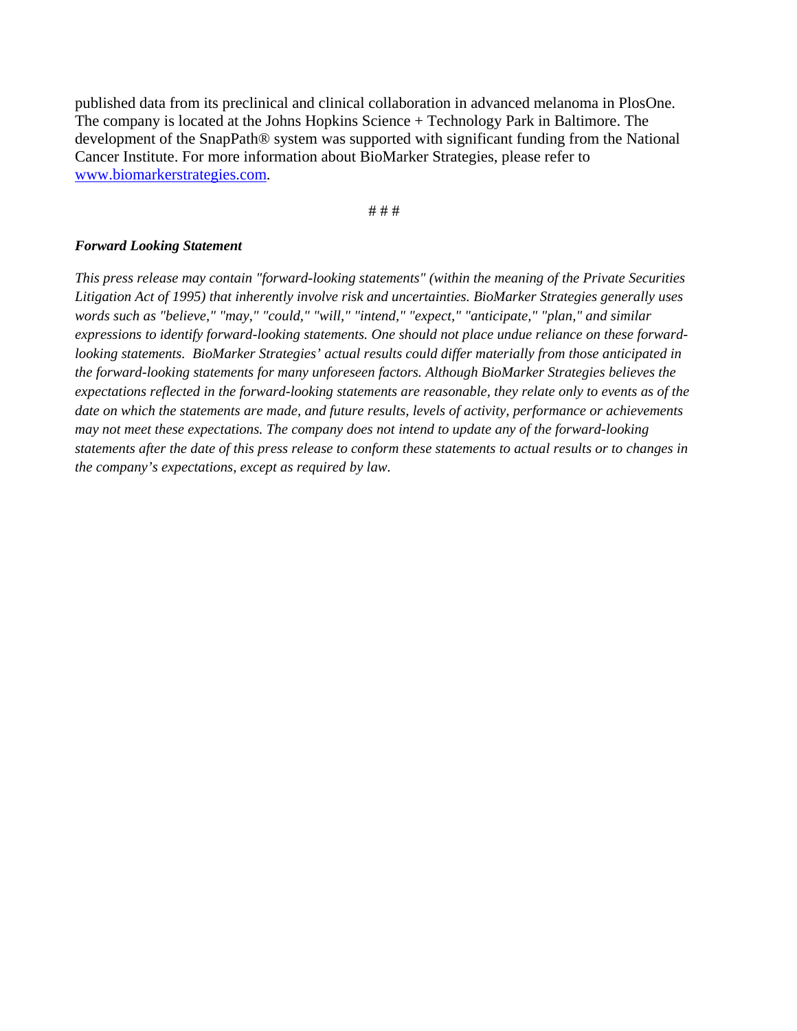published data from its preclinical and clinical collaboration in advanced melanoma in PlosOne. The company is located at the Johns Hopkins Science + Technology Park in Baltimore. The development of the SnapPath® system was supported with significant funding from the National Cancer Institute. For more information about BioMarker Strategies, please refer to [www.biomarkerstrategies.com](http://www.biomarkerstrategies.com).

# # #

***Forward Looking Statement***

*This press release may contain "forward-looking statements" (within the meaning of the Private Securities Litigation Act of 1995) that inherently involve risk and uncertainties. BioMarker Strategies generally uses words such as "believe," "may," "could," "will," "intend," "expect," "anticipate," "plan," and similar expressions to identify forward-looking statements. One should not place undue reliance on these forward-looking statements. BioMarker Strategies' actual results could differ materially from those anticipated in the forward-looking statements for many unforeseen factors. Although BioMarker Strategies believes the expectations reflected in the forward-looking statements are reasonable, they relate only to events as of the date on which the statements are made, and future results, levels of activity, performance or achievements may not meet these expectations. The company does not intend to update any of the forward-looking statements after the date of this press release to conform these statements to actual results or to changes in the company's expectations, except as required by law.*